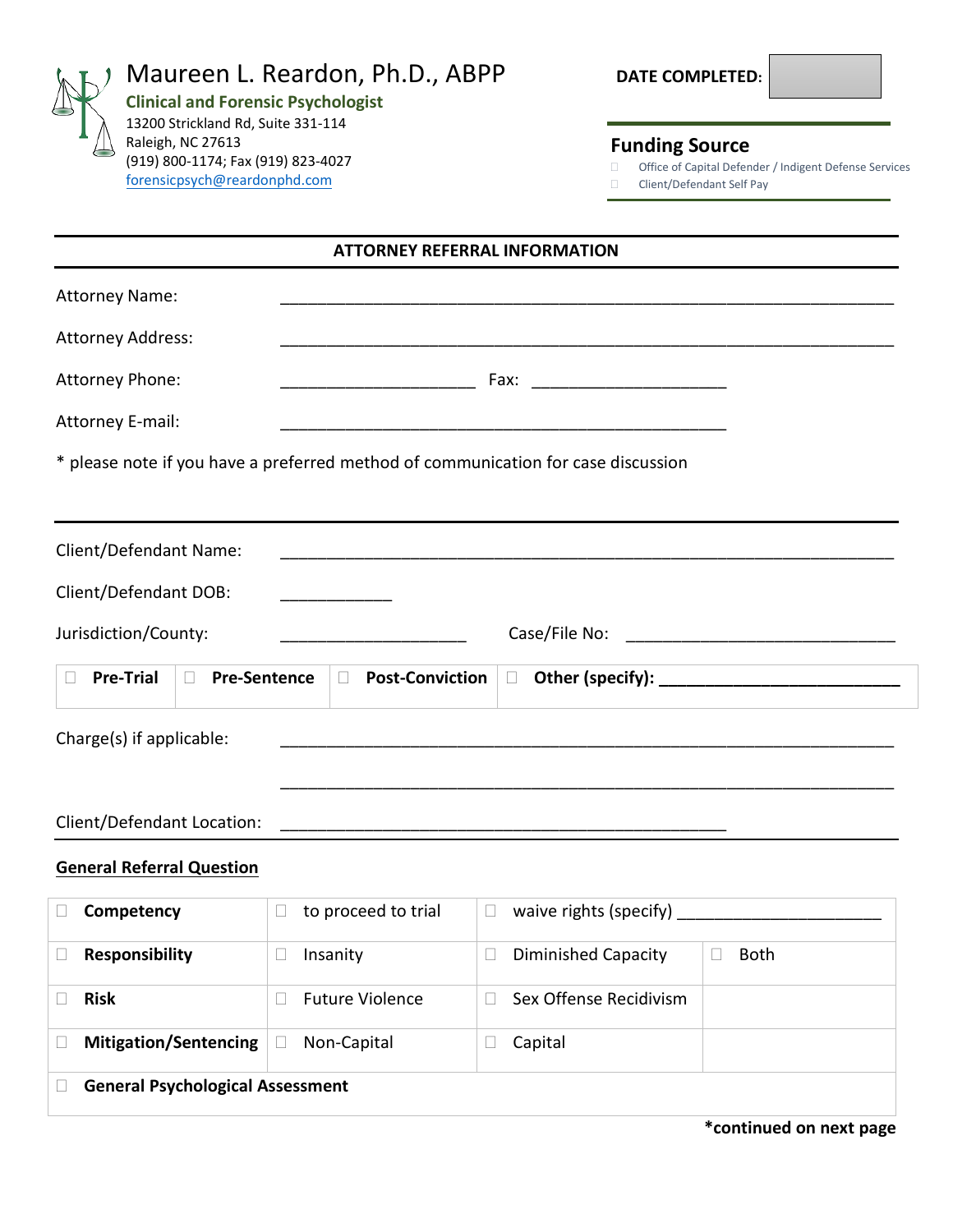# Maureen L. Reardon, Ph.D., ABPP

**Clinical and Forensic Psychologist**
13200 Strickland Rd, Suite 331-114
Raleigh, NC 27613
(919) 800-1174; Fax (919) 823-4027
forensicpsych@reardonphd.com

**DATE COMPLETED:**

## Funding Source

☐ Office of Capital Defender / Indigent Defense Services
☐ Client/Defendant Self Pay

## ATTORNEY REFERRAL INFORMATION

Attorney Name: ______________________________________________

Attorney Address: ______________________________________________

Attorney Phone: ____________________ Fax: ____________________

Attorney E-mail: ______________________________________________

* please note if you have a preferred method of communication for case discussion

---

Client/Defendant Name: ______________________________________________

Client/Defendant DOB: ____________

Jurisdiction/County: ____________________ Case/File No: ____________________

| ☐ **Pre-Trial** | ☐ **Pre-Sentence** | ☐ **Post-Conviction** | ☐ **Other (specify):** ____________________ |
|---|---|---|---|

Charge(s) if applicable: ______________________________________________

______________________________________________

Client/Defendant Location: ______________________________________________

**General Referral Question**

| ☐ **Competency** | ☐ to proceed to trial | ☐ waive rights (specify) ____________ | |
|---|---|---|---|
| ☐ **Responsibility** | ☐ Insanity | ☐ Diminished Capacity | ☐ Both |
| ☐ **Risk** | ☐ Future Violence | ☐ Sex Offense Recidivism | |
| ☐ **Mitigation/Sentencing** | ☐ Non-Capital | ☐ Capital | |
| ☐ **General Psychological Assessment** | | | |

***continued on next page**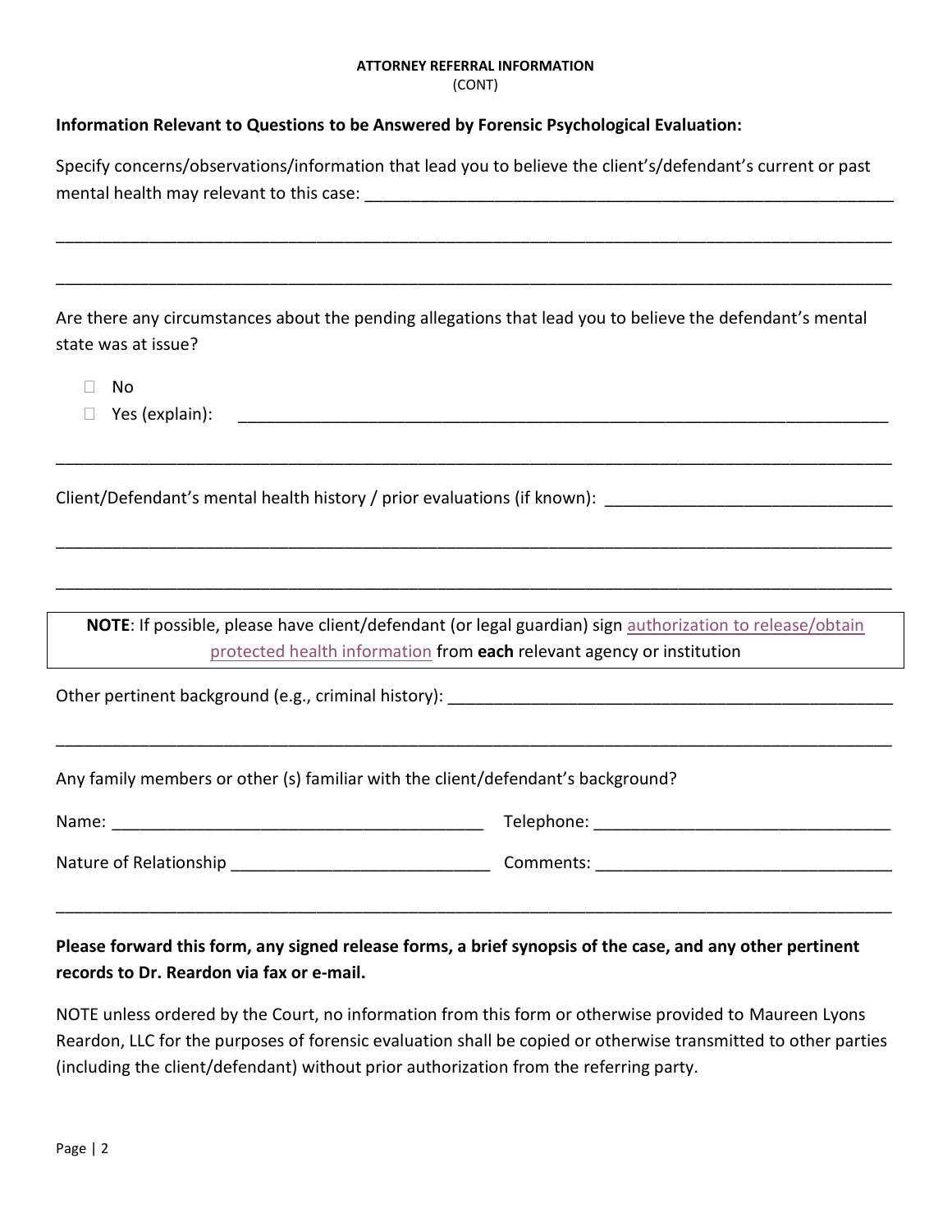**ATTORNEY REFERRAL INFORMATION**
(CONT)

**Information Relevant to Questions to be Answered by Forensic Psychological Evaluation:**

Specify concerns/observations/information that lead you to believe the client's/defendant's current or past mental health may relevant to this case: ____________________________________________________________

______________________________________________________________________________________________

______________________________________________________________________________________________

Are there any circumstances about the pending allegations that lead you to believe the defendant's mental state was at issue?

- ☐ No
- ☐ Yes (explain): ________________________________________________________________________

______________________________________________________________________________________________

Client/Defendant's mental health history / prior evaluations (if known): _______________________________

______________________________________________________________________________________________

______________________________________________________________________________________________

**NOTE**: If possible, please have client/defendant (or legal guardian) sign authorization to release/obtain protected health information from **each** relevant agency or institution

Other pertinent background (e.g., criminal history): __________________________________________________

______________________________________________________________________________________________

Any family members or other (s) familiar with the client/defendant's background?

Name: ________________________________________ Telephone: ________________________________

Nature of Relationship ____________________________ Comments: ________________________________

______________________________________________________________________________________________

**Please forward this form, any signed release forms, a brief synopsis of the case, and any other pertinent records to Dr. Reardon via fax or e-mail.**

NOTE unless ordered by the Court, no information from this form or otherwise provided to Maureen Lyons Reardon, LLC for the purposes of forensic evaluation shall be copied or otherwise transmitted to other parties (including the client/defendant) without prior authorization from the referring party.